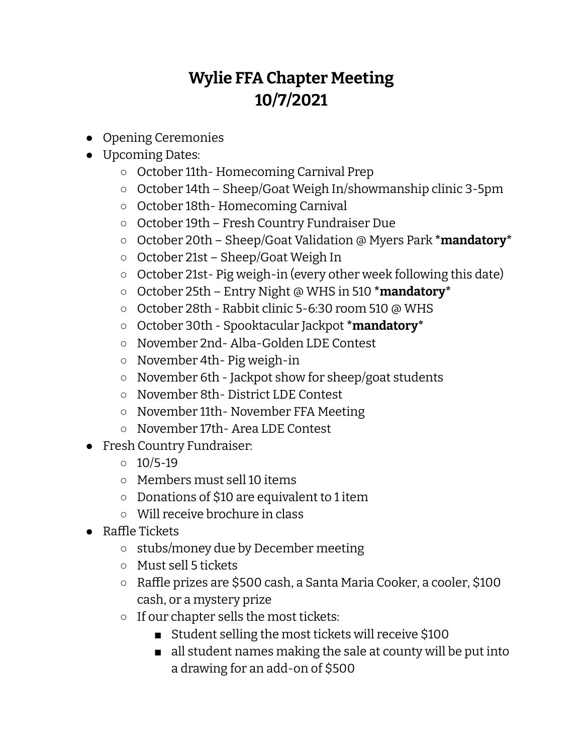# Wylie FFA Chapter Meeting
# 10/7/2021

- Opening Ceremonies
- Upcoming Dates:
  - October 11th- Homecoming Carnival Prep
  - October 14th – Sheep/Goat Weigh In/showmanship clinic 3-5pm
  - October 18th- Homecoming Carnival
  - October 19th – Fresh Country Fundraiser Due
  - October 20th – Sheep/Goat Validation @ Myers Park ***mandatory***
  - October 21st – Sheep/Goat Weigh In
  - October 21st- Pig weigh-in (every other week following this date)
  - October 25th – Entry Night @ WHS in 510 ***mandatory***
  - October 28th - Rabbit clinic 5-6:30 room 510 @ WHS
  - October 30th - Spooktacular Jackpot ***mandatory***
  - November 2nd- Alba-Golden LDE Contest
  - November 4th- Pig weigh-in
  - November 6th - Jackpot show for sheep/goat students
  - November 8th- District LDE Contest
  - November 11th- November FFA Meeting
  - November 17th- Area LDE Contest
- Fresh Country Fundraiser:
  - 10/5-19
  - Members must sell 10 items
  - Donations of $10 are equivalent to 1 item
  - Will receive brochure in class
- Raffle Tickets
  - stubs/money due by December meeting
  - Must sell 5 tickets
  - Raffle prizes are $500 cash, a Santa Maria Cooker, a cooler, $100 cash, or a mystery prize
  - If our chapter sells the most tickets:
    - Student selling the most tickets will receive $100
    - all student names making the sale at county will be put into a drawing for an add-on of $500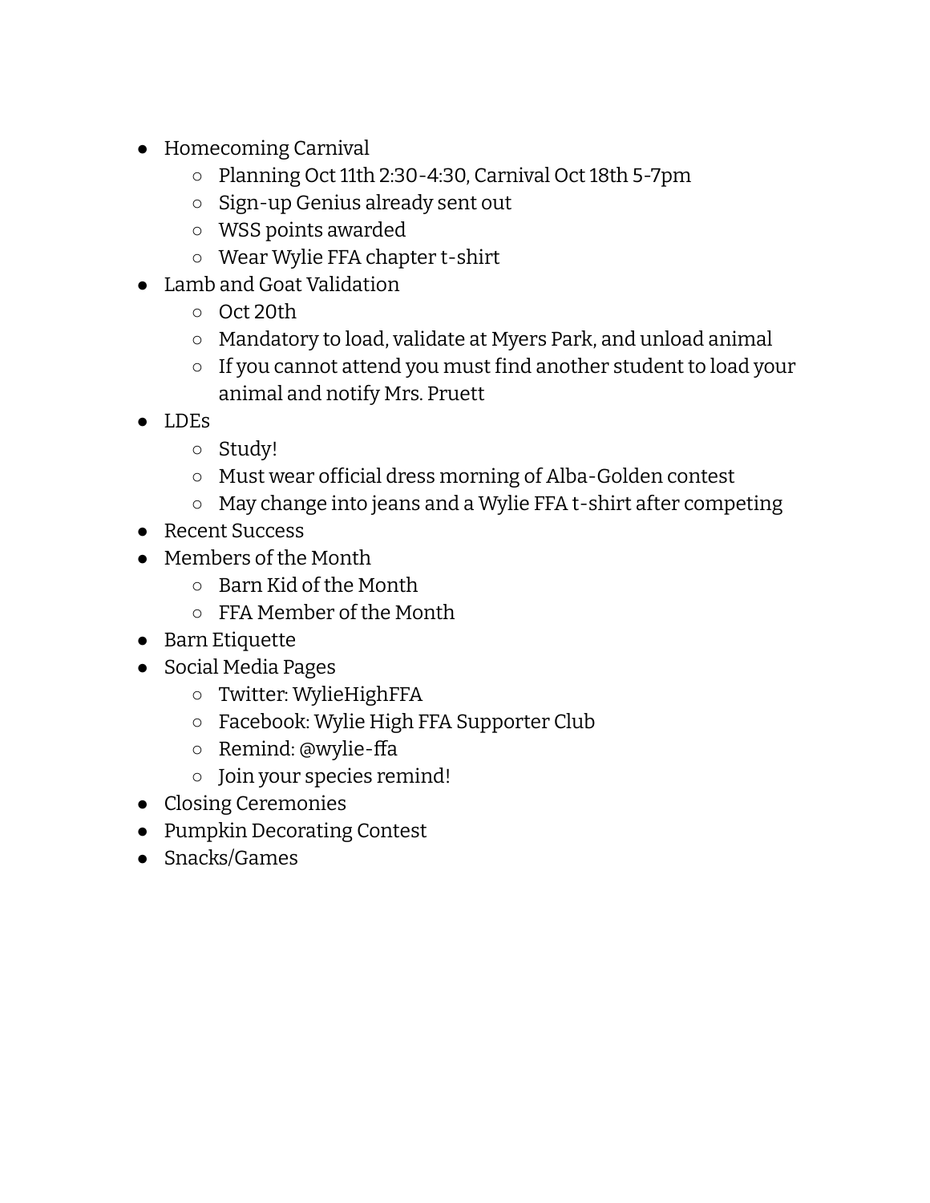- Homecoming Carnival
  - Planning Oct 11th 2:30-4:30, Carnival Oct 18th 5-7pm
  - Sign-up Genius already sent out
  - WSS points awarded
  - Wear Wylie FFA chapter t-shirt
- Lamb and Goat Validation
  - Oct 20th
  - Mandatory to load, validate at Myers Park, and unload animal
  - If you cannot attend you must find another student to load your animal and notify Mrs. Pruett
- LDEs
  - Study!
  - Must wear official dress morning of Alba-Golden contest
  - May change into jeans and a Wylie FFA t-shirt after competing
- Recent Success
- Members of the Month
  - Barn Kid of the Month
  - FFA Member of the Month
- Barn Etiquette
- Social Media Pages
  - Twitter: WylieHighFFA
  - Facebook: Wylie High FFA Supporter Club
  - Remind: @wylie-ffa
  - Join your species remind!
- Closing Ceremonies
- Pumpkin Decorating Contest
- Snacks/Games